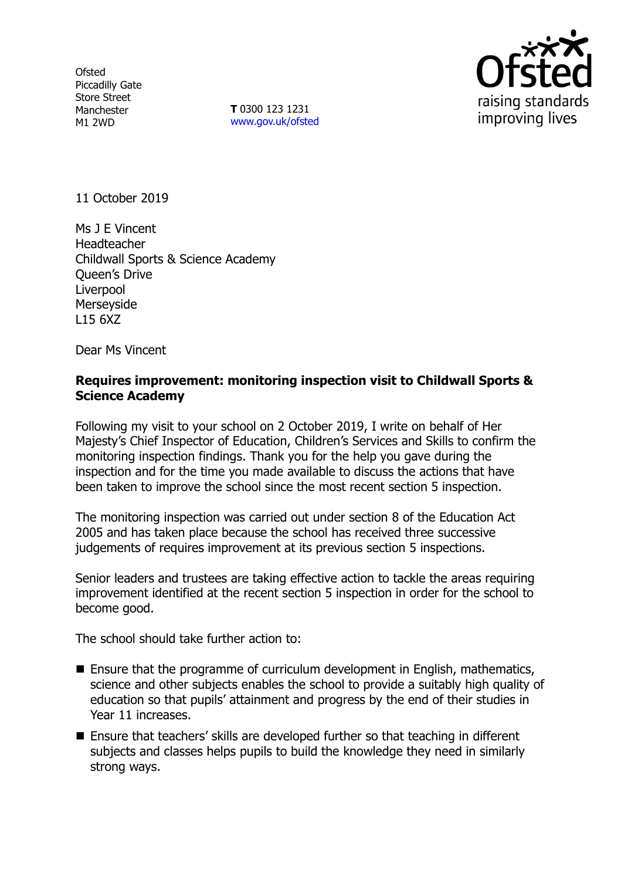Ofsted
Piccadilly Gate
Store Street
Manchester
M1 2WD

**T** 0300 123 1231
www.gov.uk/ofsted

11 October 2019

Ms J E Vincent
Headteacher
Childwall Sports & Science Academy
Queen's Drive
Liverpool
Merseyside
L15 6XZ

Dear Ms Vincent

**Requires improvement: monitoring inspection visit to Childwall Sports & Science Academy**

Following my visit to your school on 2 October 2019, I write on behalf of Her Majesty's Chief Inspector of Education, Children's Services and Skills to confirm the monitoring inspection findings. Thank you for the help you gave during the inspection and for the time you made available to discuss the actions that have been taken to improve the school since the most recent section 5 inspection.

The monitoring inspection was carried out under section 8 of the Education Act 2005 and has taken place because the school has received three successive judgements of requires improvement at its previous section 5 inspections.

Senior leaders and trustees are taking effective action to tackle the areas requiring improvement identified at the recent section 5 inspection in order for the school to become good.

The school should take further action to:

- Ensure that the programme of curriculum development in English, mathematics, science and other subjects enables the school to provide a suitably high quality of education so that pupils' attainment and progress by the end of their studies in Year 11 increases.
- Ensure that teachers' skills are developed further so that teaching in different subjects and classes helps pupils to build the knowledge they need in similarly strong ways.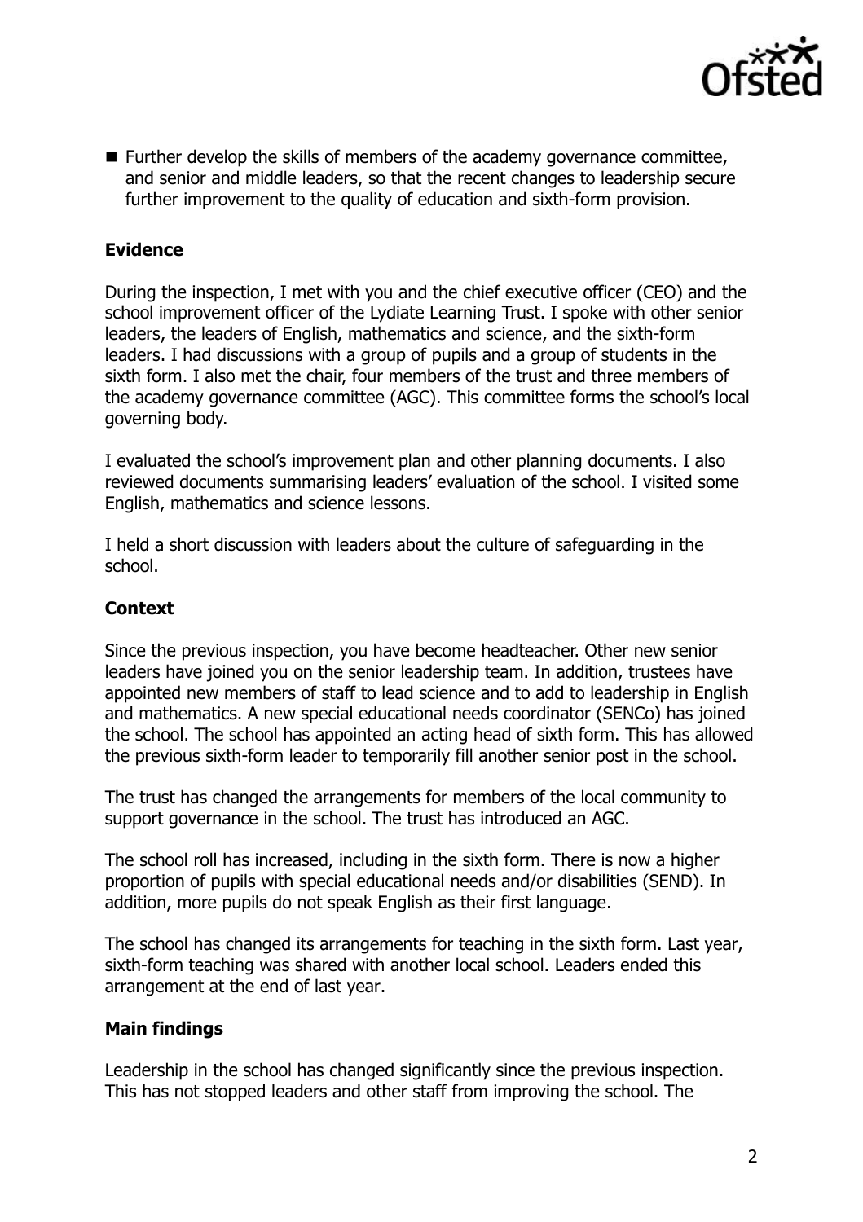- Further develop the skills of members of the academy governance committee, and senior and middle leaders, so that the recent changes to leadership secure further improvement to the quality of education and sixth-form provision.

## Evidence

During the inspection, I met with you and the chief executive officer (CEO) and the school improvement officer of the Lydiate Learning Trust. I spoke with other senior leaders, the leaders of English, mathematics and science, and the sixth-form leaders. I had discussions with a group of pupils and a group of students in the sixth form. I also met the chair, four members of the trust and three members of the academy governance committee (AGC). This committee forms the school's local governing body.

I evaluated the school's improvement plan and other planning documents. I also reviewed documents summarising leaders' evaluation of the school. I visited some English, mathematics and science lessons.

I held a short discussion with leaders about the culture of safeguarding in the school.

## Context

Since the previous inspection, you have become headteacher. Other new senior leaders have joined you on the senior leadership team. In addition, trustees have appointed new members of staff to lead science and to add to leadership in English and mathematics. A new special educational needs coordinator (SENCo) has joined the school. The school has appointed an acting head of sixth form. This has allowed the previous sixth-form leader to temporarily fill another senior post in the school.

The trust has changed the arrangements for members of the local community to support governance in the school. The trust has introduced an AGC.

The school roll has increased, including in the sixth form. There is now a higher proportion of pupils with special educational needs and/or disabilities (SEND). In addition, more pupils do not speak English as their first language.

The school has changed its arrangements for teaching in the sixth form. Last year, sixth-form teaching was shared with another local school. Leaders ended this arrangement at the end of last year.

## Main findings

Leadership in the school has changed significantly since the previous inspection. This has not stopped leaders and other staff from improving the school. The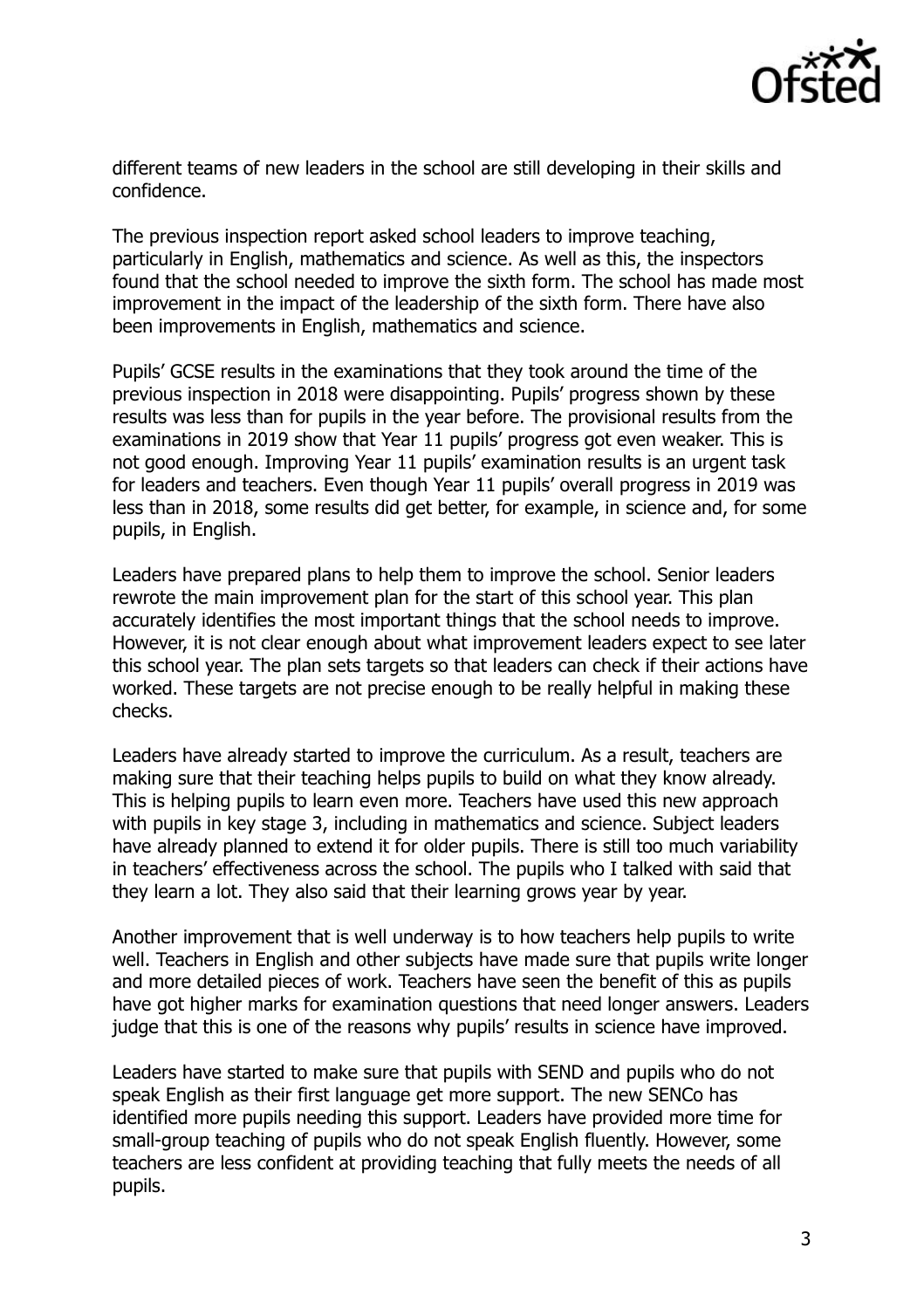different teams of new leaders in the school are still developing in their skills and confidence.

The previous inspection report asked school leaders to improve teaching, particularly in English, mathematics and science. As well as this, the inspectors found that the school needed to improve the sixth form. The school has made most improvement in the impact of the leadership of the sixth form. There have also been improvements in English, mathematics and science.

Pupils' GCSE results in the examinations that they took around the time of the previous inspection in 2018 were disappointing. Pupils' progress shown by these results was less than for pupils in the year before. The provisional results from the examinations in 2019 show that Year 11 pupils' progress got even weaker. This is not good enough. Improving Year 11 pupils' examination results is an urgent task for leaders and teachers. Even though Year 11 pupils' overall progress in 2019 was less than in 2018, some results did get better, for example, in science and, for some pupils, in English.

Leaders have prepared plans to help them to improve the school. Senior leaders rewrote the main improvement plan for the start of this school year. This plan accurately identifies the most important things that the school needs to improve. However, it is not clear enough about what improvement leaders expect to see later this school year. The plan sets targets so that leaders can check if their actions have worked. These targets are not precise enough to be really helpful in making these checks.

Leaders have already started to improve the curriculum. As a result, teachers are making sure that their teaching helps pupils to build on what they know already. This is helping pupils to learn even more. Teachers have used this new approach with pupils in key stage 3, including in mathematics and science. Subject leaders have already planned to extend it for older pupils. There is still too much variability in teachers' effectiveness across the school. The pupils who I talked with said that they learn a lot. They also said that their learning grows year by year.

Another improvement that is well underway is to how teachers help pupils to write well. Teachers in English and other subjects have made sure that pupils write longer and more detailed pieces of work. Teachers have seen the benefit of this as pupils have got higher marks for examination questions that need longer answers. Leaders judge that this is one of the reasons why pupils' results in science have improved.

Leaders have started to make sure that pupils with SEND and pupils who do not speak English as their first language get more support. The new SENCo has identified more pupils needing this support. Leaders have provided more time for small-group teaching of pupils who do not speak English fluently. However, some teachers are less confident at providing teaching that fully meets the needs of all pupils.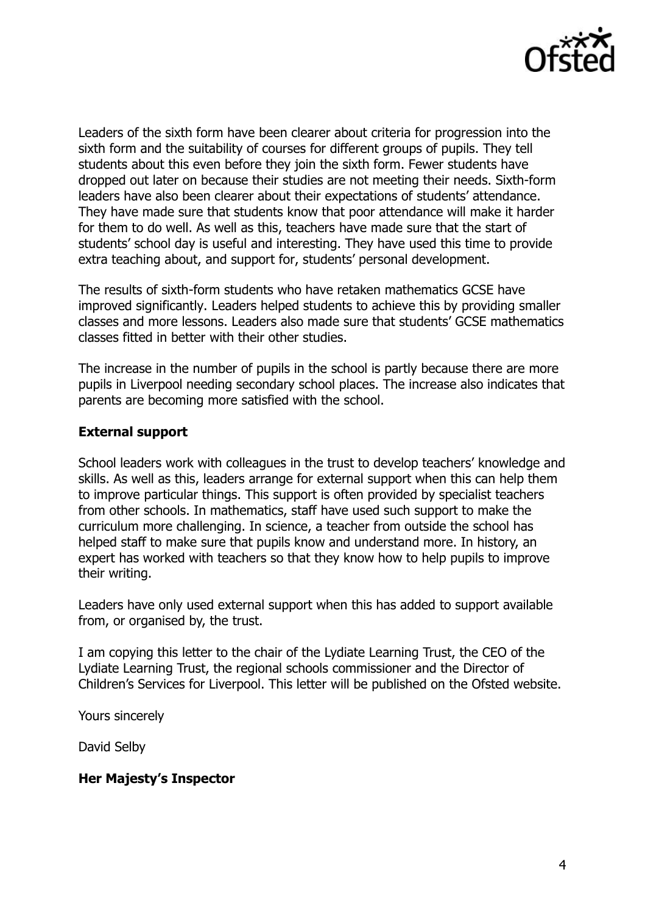Leaders of the sixth form have been clearer about criteria for progression into the sixth form and the suitability of courses for different groups of pupils. They tell students about this even before they join the sixth form. Fewer students have dropped out later on because their studies are not meeting their needs. Sixth-form leaders have also been clearer about their expectations of students' attendance. They have made sure that students know that poor attendance will make it harder for them to do well. As well as this, teachers have made sure that the start of students' school day is useful and interesting. They have used this time to provide extra teaching about, and support for, students' personal development.

The results of sixth-form students who have retaken mathematics GCSE have improved significantly. Leaders helped students to achieve this by providing smaller classes and more lessons. Leaders also made sure that students' GCSE mathematics classes fitted in better with their other studies.

The increase in the number of pupils in the school is partly because there are more pupils in Liverpool needing secondary school places. The increase also indicates that parents are becoming more satisfied with the school.

**External support**

School leaders work with colleagues in the trust to develop teachers' knowledge and skills. As well as this, leaders arrange for external support when this can help them to improve particular things. This support is often provided by specialist teachers from other schools. In mathematics, staff have used such support to make the curriculum more challenging. In science, a teacher from outside the school has helped staff to make sure that pupils know and understand more. In history, an expert has worked with teachers so that they know how to help pupils to improve their writing.

Leaders have only used external support when this has added to support available from, or organised by, the trust.

I am copying this letter to the chair of the Lydiate Learning Trust, the CEO of the Lydiate Learning Trust, the regional schools commissioner and the Director of Children's Services for Liverpool. This letter will be published on the Ofsted website.

Yours sincerely

David Selby

**Her Majesty's Inspector**